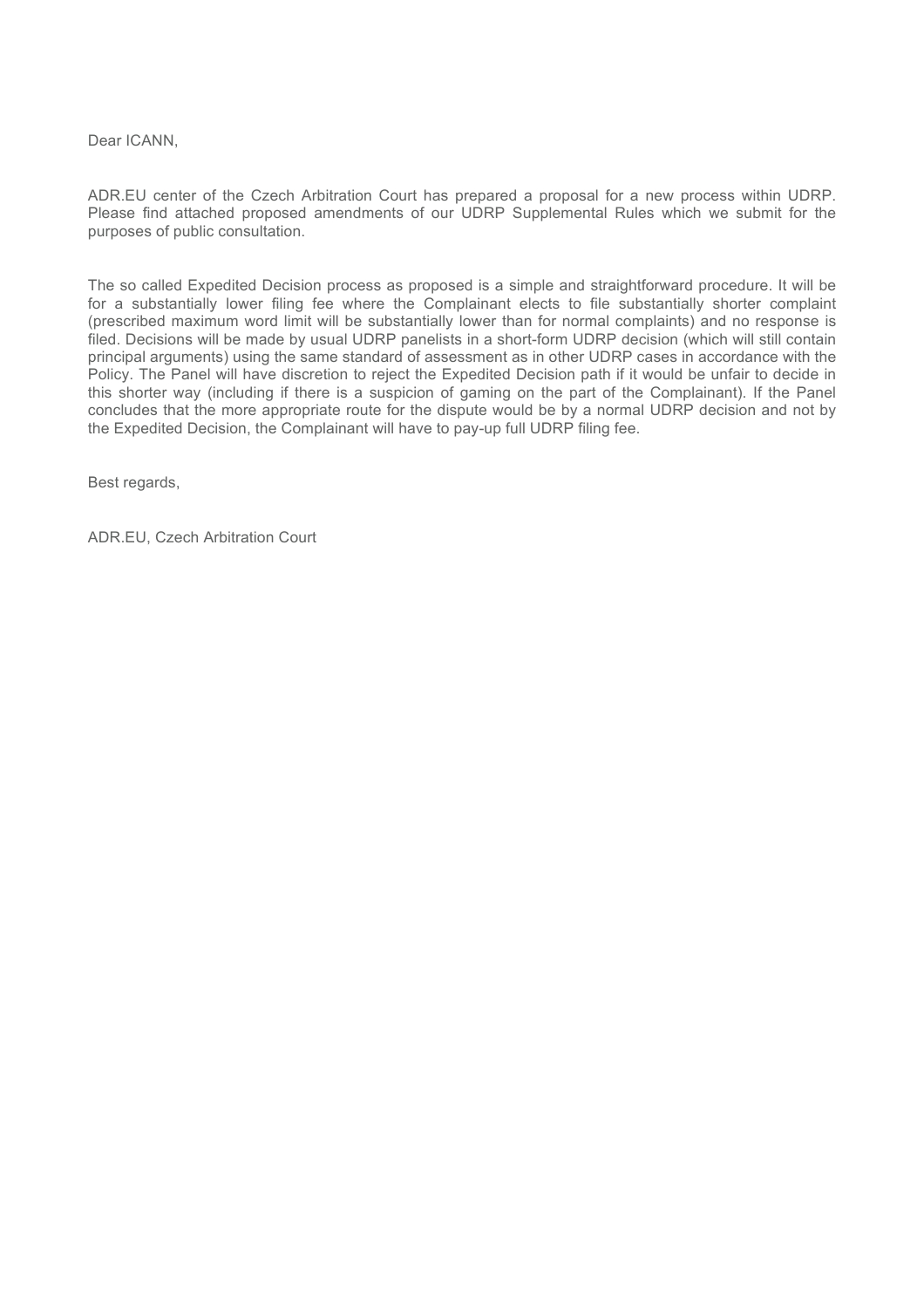Dear ICANN,

ADR.EU center of the Czech Arbitration Court has prepared a proposal for a new process within UDRP. Please find attached proposed amendments of our UDRP Supplemental Rules which we submit for the purposes of public consultation.

The so called Expedited Decision process as proposed is a simple and straightforward procedure. It will be for a substantially lower filing fee where the Complainant elects to file substantially shorter complaint (prescribed maximum word limit will be substantially lower than for normal complaints) and no response is filed. Decisions will be made by usual UDRP panelists in a short-form UDRP decision (which will still contain principal arguments) using the same standard of assessment as in other UDRP cases in accordance with the Policy. The Panel will have discretion to reject the Expedited Decision path if it would be unfair to decide in this shorter way (including if there is a suspicion of gaming on the part of the Complainant). If the Panel concludes that the more appropriate route for the dispute would be by a normal UDRP decision and not by the Expedited Decision, the Complainant will have to pay-up full UDRP filing fee.

Best regards,

ADR.EU, Czech Arbitration Court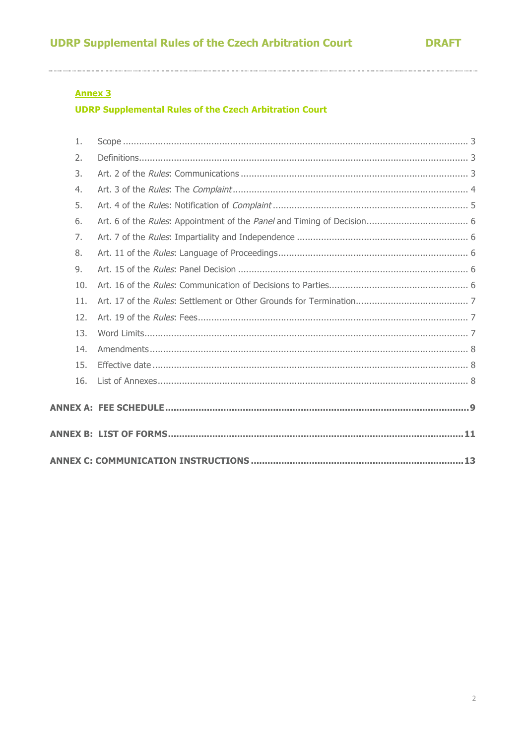**Annex 3**

**UDRP Supplemental Rules of the Czech Arbitration Court**

1. Scope ..... 3
2. Definitions ..... 3
3. Art. 2 of the *Rules*: Communications ..... 3
4. Art. 3 of the *Rules*: The *Complaint* ..... 4
5. Art. 4 of the *Rules*: Notification of *Complaint* ..... 5
6. Art. 6 of the *Rules*: Appointment of the *Panel* and Timing of Decision ..... 6
7. Art. 7 of the *Rules*: Impartiality and Independence ..... 6
8. Art. 11 of the *Rules*: Language of Proceedings ..... 6
9. Art. 15 of the *Rules*: Panel Decision ..... 6
10. Art. 16 of the *Rules*: Communication of Decisions to Parties ..... 6
11. Art. 17 of the *Rules*: Settlement or Other Grounds for Termination ..... 7
12. Art. 19 of the *Rules*: Fees ..... 7
13. Word Limits ..... 7
14. Amendments ..... 8
15. Effective date ..... 8
16. List of Annexes ..... 8

**ANNEX A: FEE SCHEDULE ..... 9**

**ANNEX B: LIST OF FORMS ..... 11**

**ANNEX C: COMMUNICATION INSTRUCTIONS ..... 13**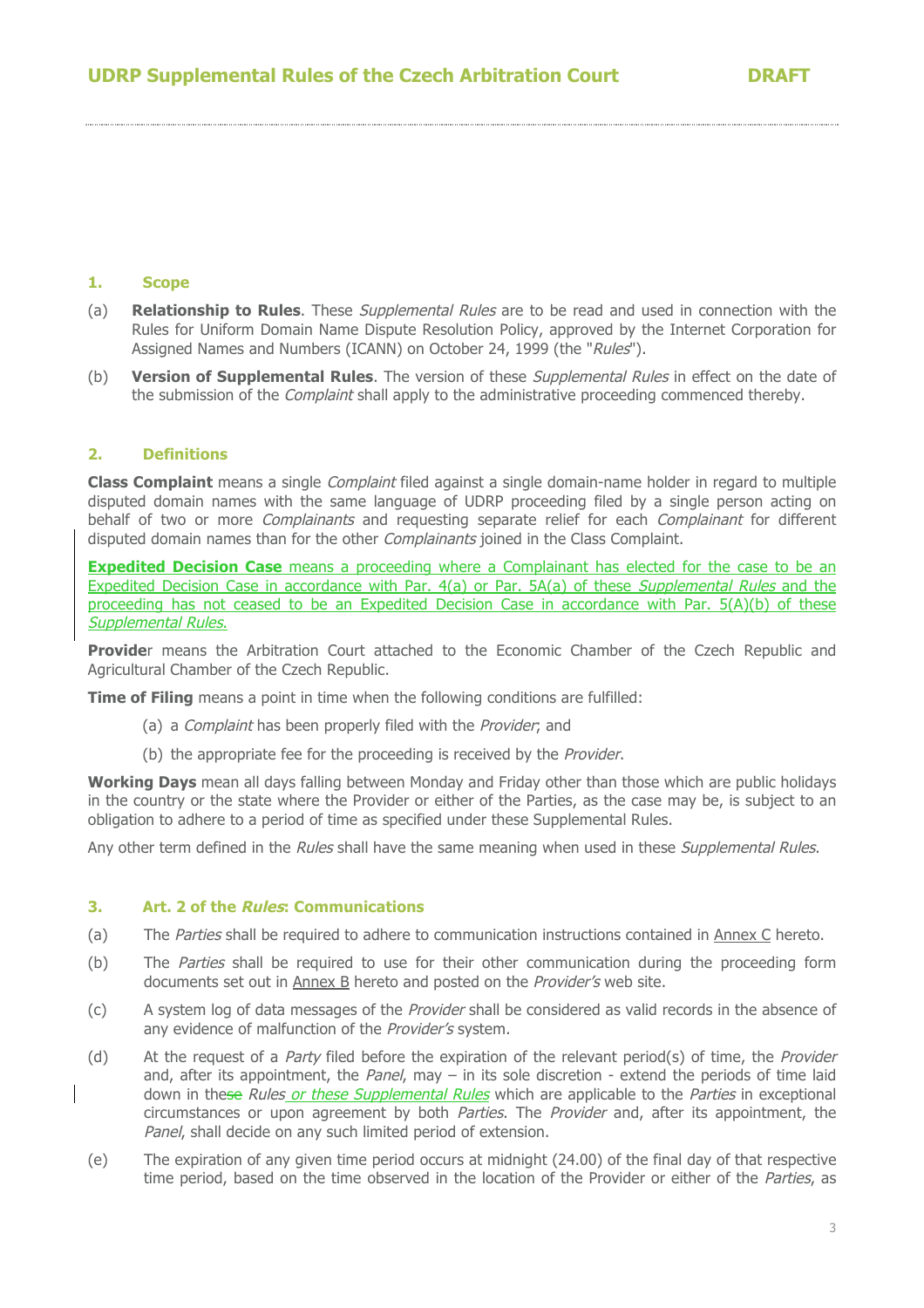## 1. Scope

(a) **Relationship to Rules**. These *Supplemental Rules* are to be read and used in connection with the Rules for Uniform Domain Name Dispute Resolution Policy, approved by the Internet Corporation for Assigned Names and Numbers (ICANN) on October 24, 1999 (the "*Rules*").

(b) **Version of Supplemental Rules**. The version of these *Supplemental Rules* in effect on the date of the submission of the *Complaint* shall apply to the administrative proceeding commenced thereby.

## 2. Definitions

**Class Complaint** means a single *Complaint* filed against a single domain-name holder in regard to multiple disputed domain names with the same language of UDRP proceeding filed by a single person acting on behalf of two or more *Complainants* and requesting separate relief for each *Complainant* for different disputed domain names than for the other *Complainants* joined in the Class Complaint.

**Expedited Decision Case** means a proceeding where a Complainant has elected for the case to be an Expedited Decision Case in accordance with Par. 4(a) or Par. 5A(a) of these *Supplemental Rules* and the proceeding has not ceased to be an Expedited Decision Case in accordance with Par. 5(A)(b) of these *Supplemental Rules.*

**Provider** means the Arbitration Court attached to the Economic Chamber of the Czech Republic and Agricultural Chamber of the Czech Republic.

**Time of Filing** means a point in time when the following conditions are fulfilled:

(a) a *Complaint* has been properly filed with the *Provider*; and

(b) the appropriate fee for the proceeding is received by the *Provider*.

**Working Days** mean all days falling between Monday and Friday other than those which are public holidays in the country or the state where the Provider or either of the Parties, as the case may be, is subject to an obligation to adhere to a period of time as specified under these Supplemental Rules.

Any other term defined in the *Rules* shall have the same meaning when used in these *Supplemental Rules*.

## 3. Art. 2 of the *Rules*: Communications

(a) The *Parties* shall be required to adhere to communication instructions contained in Annex C hereto.

(b) The *Parties* shall be required to use for their other communication during the proceeding form documents set out in Annex B hereto and posted on the *Provider's* web site.

(c) A system log of data messages of the *Provider* shall be considered as valid records in the absence of any evidence of malfunction of the *Provider's* system.

(d) At the request of a *Party* filed before the expiration of the relevant period(s) of time, the *Provider* and, after its appointment, the *Panel*, may – in its sole discretion - extend the periods of time laid down in the~~se~~ *Rules* *or these Supplemental Rules* which are applicable to the *Parties* in exceptional circumstances or upon agreement by both *Parties*. The *Provider* and, after its appointment, the *Panel*, shall decide on any such limited period of extension.

(e) The expiration of any given time period occurs at midnight (24.00) of the final day of that respective time period, based on the time observed in the location of the Provider or either of the *Parties*, as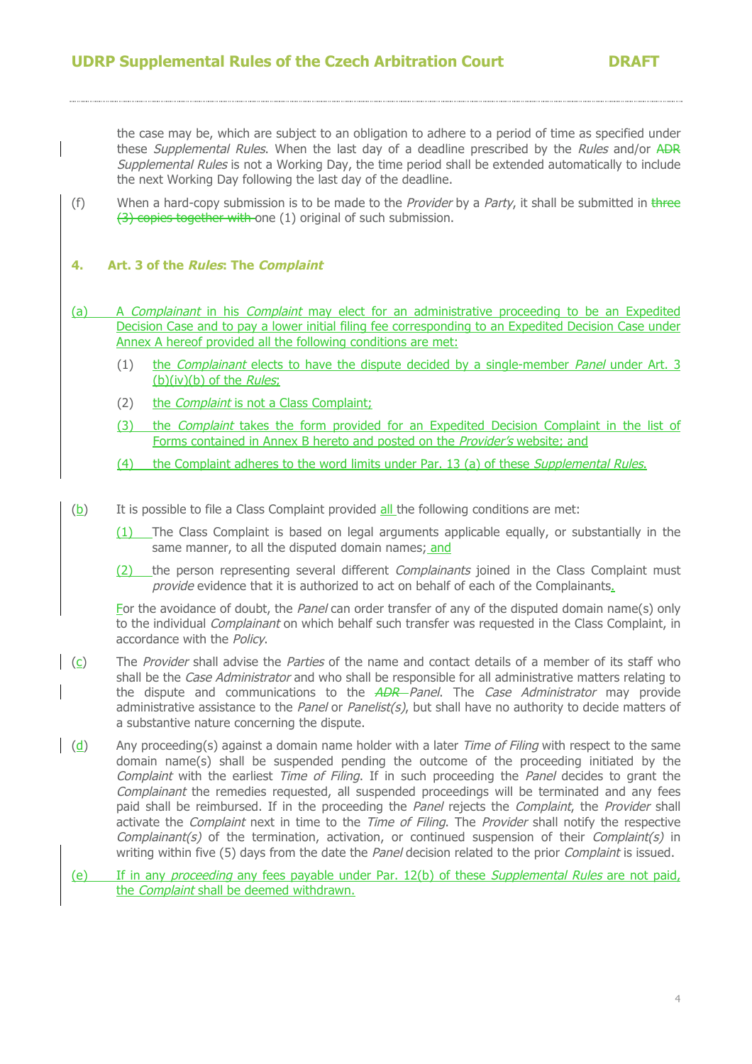the case may be, which are subject to an obligation to adhere to a period of time as specified under these *Supplemental Rules*. When the last day of a deadline prescribed by the *Rules* and/or ~~ADR~~ *Supplemental Rules* is not a Working Day, the time period shall be extended automatically to include the next Working Day following the last day of the deadline.

(f) When a hard-copy submission is to be made to the *Provider* by a *Party*, it shall be submitted in ~~three (3) copies together with~~ one (1) original of such submission.

## 4. Art. 3 of the *Rules*: The *Complaint*

(a) A *Complainant* in his *Complaint* may elect for an administrative proceeding to be an Expedited Decision Case and to pay a lower initial filing fee corresponding to an Expedited Decision Case under Annex A hereof provided all the following conditions are met:

(1) the *Complainant* elects to have the dispute decided by a single-member *Panel* under Art. 3 (b)(iv)(b) of the *Rules*;

(2) the *Complaint* is not a Class Complaint;

(3) the *Complaint* takes the form provided for an Expedited Decision Complaint in the list of Forms contained in Annex B hereto and posted on the *Provider's* website; and

(4) the Complaint adheres to the word limits under Par. 13 (a) of these *Supplemental Rules*.

(b) It is possible to file a Class Complaint provided all the following conditions are met:

(1) The Class Complaint is based on legal arguments applicable equally, or substantially in the same manner, to all the disputed domain names; and

(2) the person representing several different *Complainants* joined in the Class Complaint must *provide* evidence that it is authorized to act on behalf of each of the Complainants.

For the avoidance of doubt, the *Panel* can order transfer of any of the disputed domain name(s) only to the individual *Complainant* on which behalf such transfer was requested in the Class Complaint, in accordance with the *Policy*.

(c) The *Provider* shall advise the *Parties* of the name and contact details of a member of its staff who shall be the *Case Administrator* and who shall be responsible for all administrative matters relating to the dispute and communications to the ~~*ADR*~~ *Panel*. The *Case Administrator* may provide administrative assistance to the *Panel* or *Panelist(s)*, but shall have no authority to decide matters of a substantive nature concerning the dispute.

(d) Any proceeding(s) against a domain name holder with a later *Time of Filing* with respect to the same domain name(s) shall be suspended pending the outcome of the proceeding initiated by the *Complaint* with the earliest *Time of Filing*. If in such proceeding the *Panel* decides to grant the *Complainant* the remedies requested, all suspended proceedings will be terminated and any fees paid shall be reimbursed. If in the proceeding the *Panel* rejects the *Complaint*, the *Provider* shall activate the *Complaint* next in time to the *Time of Filing*. The *Provider* shall notify the respective *Complainant(s)* of the termination, activation, or continued suspension of their *Complaint(s)* in writing within five (5) days from the date the *Panel* decision related to the prior *Complaint* is issued.

(e) If in any *proceeding* any fees payable under Par. 12(b) of these *Supplemental Rules* are not paid, the *Complaint* shall be deemed withdrawn.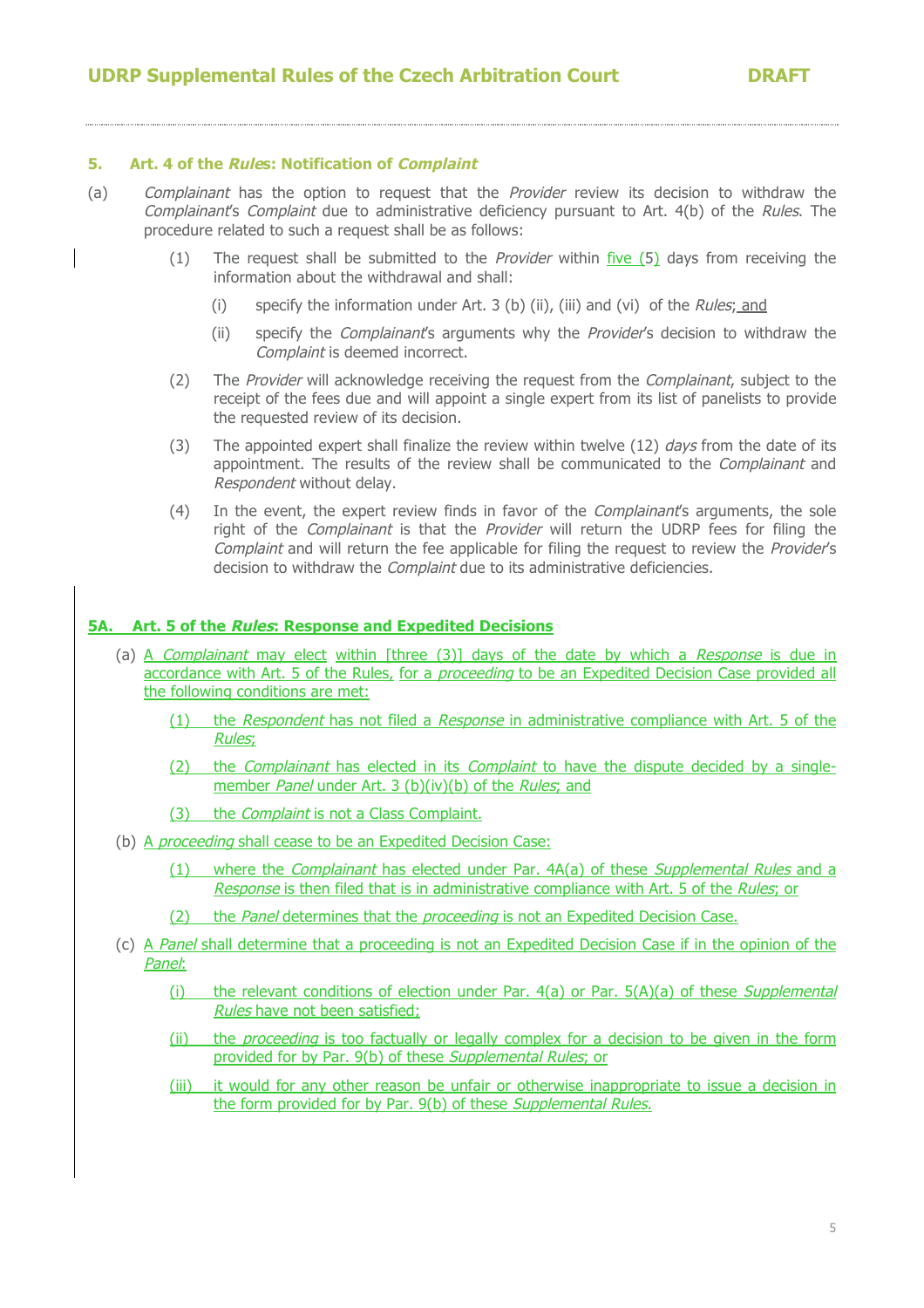## 5. Art. 4 of the *Rules*: Notification of *Complaint*

(a) *Complainant* has the option to request that the *Provider* review its decision to withdraw the *Complainant*'s *Complaint* due to administrative deficiency pursuant to Art. 4(b) of the *Rules*. The procedure related to such a request shall be as follows:

(1) The request shall be submitted to the *Provider* within five (5) days from receiving the information about the withdrawal and shall:

(i) specify the information under Art. 3 (b) (ii), (iii) and (vi) of the *Rules*; and

(ii) specify the *Complainant*'s arguments why the *Provider*'s decision to withdraw the *Complaint* is deemed incorrect.

(2) The *Provider* will acknowledge receiving the request from the *Complainant*, subject to the receipt of the fees due and will appoint a single expert from its list of panelists to provide the requested review of its decision.

(3) The appointed expert shall finalize the review within twelve (12) *days* from the date of its appointment. The results of the review shall be communicated to the *Complainant* and *Respondent* without delay.

(4) In the event, the expert review finds in favor of the *Complainant*'s arguments, the sole right of the *Complainant* is that the *Provider* will return the UDRP fees for filing the *Complaint* and will return the fee applicable for filing the request to review the *Provider*'s decision to withdraw the *Complaint* due to its administrative deficiencies.

## 5A. Art. 5 of the *Rules*: Response and Expedited Decisions

(a) A *Complainant* may elect within [three (3)] days of the date by which a *Response* is due in accordance with Art. 5 of the Rules, for a *proceeding* to be an Expedited Decision Case provided all the following conditions are met:

(1) the *Respondent* has not filed a *Response* in administrative compliance with Art. 5 of the *Rules*;

(2) the *Complainant* has elected in its *Complaint* to have the dispute decided by a single-member *Panel* under Art. 3 (b)(iv)(b) of the *Rules*; and

(3) the *Complaint* is not a Class Complaint.

(b) A *proceeding* shall cease to be an Expedited Decision Case:

(1) where the *Complainant* has elected under Par. 4A(a) of these *Supplemental Rules* and a *Response* is then filed that is in administrative compliance with Art. 5 of the *Rules*; or

(2) the *Panel* determines that the *proceeding* is not an Expedited Decision Case.

(c) A *Panel* shall determine that a proceeding is not an Expedited Decision Case if in the opinion of the *Panel*:

(i) the relevant conditions of election under Par. 4(a) or Par. 5(A)(a) of these *Supplemental Rules* have not been satisfied;

(ii) the *proceeding* is too factually or legally complex for a decision to be given in the form provided for by Par. 9(b) of these *Supplemental Rules*; or

(iii) it would for any other reason be unfair or otherwise inappropriate to issue a decision in the form provided for by Par. 9(b) of these *Supplemental Rules.*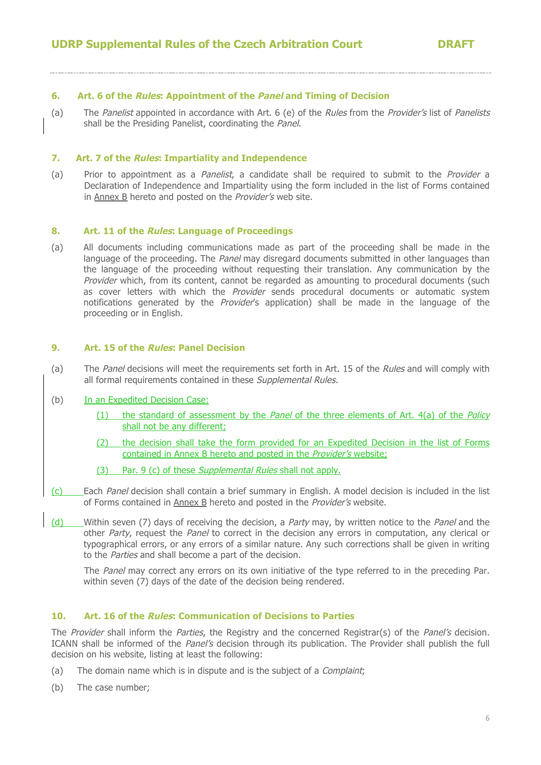### 6. Art. 6 of the *Rules*: Appointment of the *Panel* and Timing of Decision

(a) The *Panelist* appointed in accordance with Art. 6 (e) of the *Rules* from the *Provider's* list of *Panelists* shall be the Presiding Panelist, coordinating the *Panel*.

### 7. Art. 7 of the *Rules*: Impartiality and Independence

(a) Prior to appointment as a *Panelist*, a candidate shall be required to submit to the *Provider* a Declaration of Independence and Impartiality using the form included in the list of Forms contained in Annex B hereto and posted on the *Provider's* web site.

### 8. Art. 11 of the *Rules*: Language of Proceedings

(a) All documents including communications made as part of the proceeding shall be made in the language of the proceeding. The *Panel* may disregard documents submitted in other languages than the language of the proceeding without requesting their translation. Any communication by the *Provider* which, from its content, cannot be regarded as amounting to procedural documents (such as cover letters with which the *Provider* sends procedural documents or automatic system notifications generated by the *Provider*'s application) shall be made in the language of the proceeding or in English.

### 9. Art. 15 of the *Rules*: Panel Decision

(a) The *Panel* decisions will meet the requirements set forth in Art. 15 of the *Rules* and will comply with all formal requirements contained in these *Supplemental Rules.*

(b) In an Expedited Decision Case:

 (1) the standard of assessment by the *Panel* of the three elements of Art. 4(a) of the *Policy* shall not be any different;

 (2) the decision shall take the form provided for an Expedited Decision in the list of Forms contained in Annex B hereto and posted in the *Provider's* website;

 (3) Par. 9 (c) of these *Supplemental Rules* shall not apply.

(c) Each *Panel* decision shall contain a brief summary in English. A model decision is included in the list of Forms contained in Annex B hereto and posted in the *Provider's* website.

(d) Within seven (7) days of receiving the decision, a *Party* may, by written notice to the *Panel* and the other *Party*, request the *Panel* to correct in the decision any errors in computation, any clerical or typographical errors, or any errors of a similar nature. Any such corrections shall be given in writing to the *Parties* and shall become a part of the decision.

The *Panel* may correct any errors on its own initiative of the type referred to in the preceding Par. within seven (7) days of the date of the decision being rendered.

### 10. Art. 16 of the *Rules*: Communication of Decisions to Parties

The *Provider* shall inform the *Parties*, the Registry and the concerned Registrar(s) of the *Panel's* decision. ICANN shall be informed of the *Panel's* decision through its publication. The Provider shall publish the full decision on his website, listing at least the following:

(a) The domain name which is in dispute and is the subject of a *Complaint*;

(b) The case number;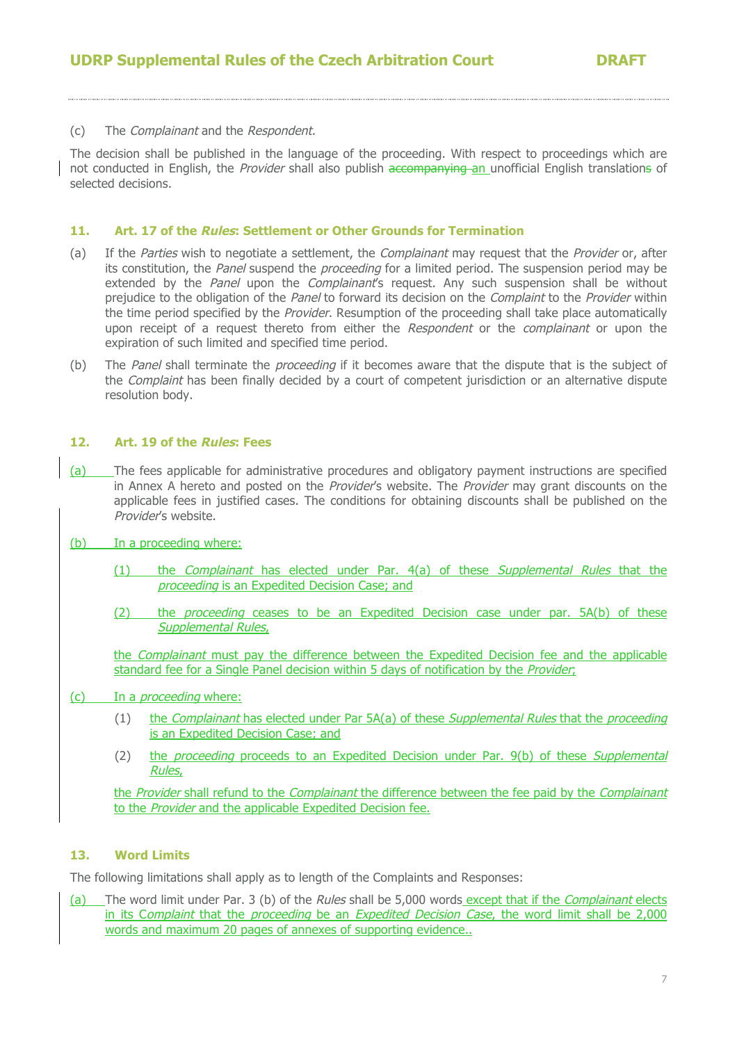(c) The *Complainant* and the *Respondent.*

The decision shall be published in the language of the proceeding. With respect to proceedings which are not conducted in English, the *Provider* shall also publish ~~accompanying~~ an unofficial English translation~~s~~ of selected decisions.

## 11. Art. 17 of the *Rules*: Settlement or Other Grounds for Termination

(a) If the *Parties* wish to negotiate a settlement, the *Complainant* may request that the *Provider* or, after its constitution, the *Panel* suspend the *proceeding* for a limited period. The suspension period may be extended by the *Panel* upon the *Complainant*'s request. Any such suspension shall be without prejudice to the obligation of the *Panel* to forward its decision on the *Complaint* to the *Provider* within the time period specified by the *Provider*. Resumption of the proceeding shall take place automatically upon receipt of a request thereto from either the *Respondent* or the *complainant* or upon the expiration of such limited and specified time period.

(b) The *Panel* shall terminate the *proceeding* if it becomes aware that the dispute that is the subject of the *Complaint* has been finally decided by a court of competent jurisdiction or an alternative dispute resolution body.

## 12. Art. 19 of the *Rules*: Fees

(a) The fees applicable for administrative procedures and obligatory payment instructions are specified in Annex A hereto and posted on the *Provider*'s website. The *Provider* may grant discounts on the applicable fees in justified cases. The conditions for obtaining discounts shall be published on the *Provider*'s website.

(b) In a proceeding where:

(1) the *Complainant* has elected under Par. 4(a) of these *Supplemental Rules* that the *proceeding* is an Expedited Decision Case; and

(2) the *proceeding* ceases to be an Expedited Decision case under par. 5A(b) of these *Supplemental Rules*,

the *Complainant* must pay the difference between the Expedited Decision fee and the applicable standard fee for a Single Panel decision within 5 days of notification by the *Provider*;

(c) In a *proceeding* where:

(1) the *Complainant* has elected under Par 5A(a) of these *Supplemental Rules* that the *proceeding* is an Expedited Decision Case; and

(2) the *proceeding* proceeds to an Expedited Decision under Par. 9(b) of these *Supplemental Rules*,

the *Provider* shall refund to the *Complainant* the difference between the fee paid by the *Complainant* to the *Provider* and the applicable Expedited Decision fee.

## 13. Word Limits

The following limitations shall apply as to length of the Complaints and Responses:

(a) The word limit under Par. 3 (b) of the *Rules* shall be 5,000 words except that if the *Complainant* elects in its *Complaint* that the *proceeding* be an *Expedited Decision Case*, the word limit shall be 2,000 words and maximum 20 pages of annexes of supporting evidence..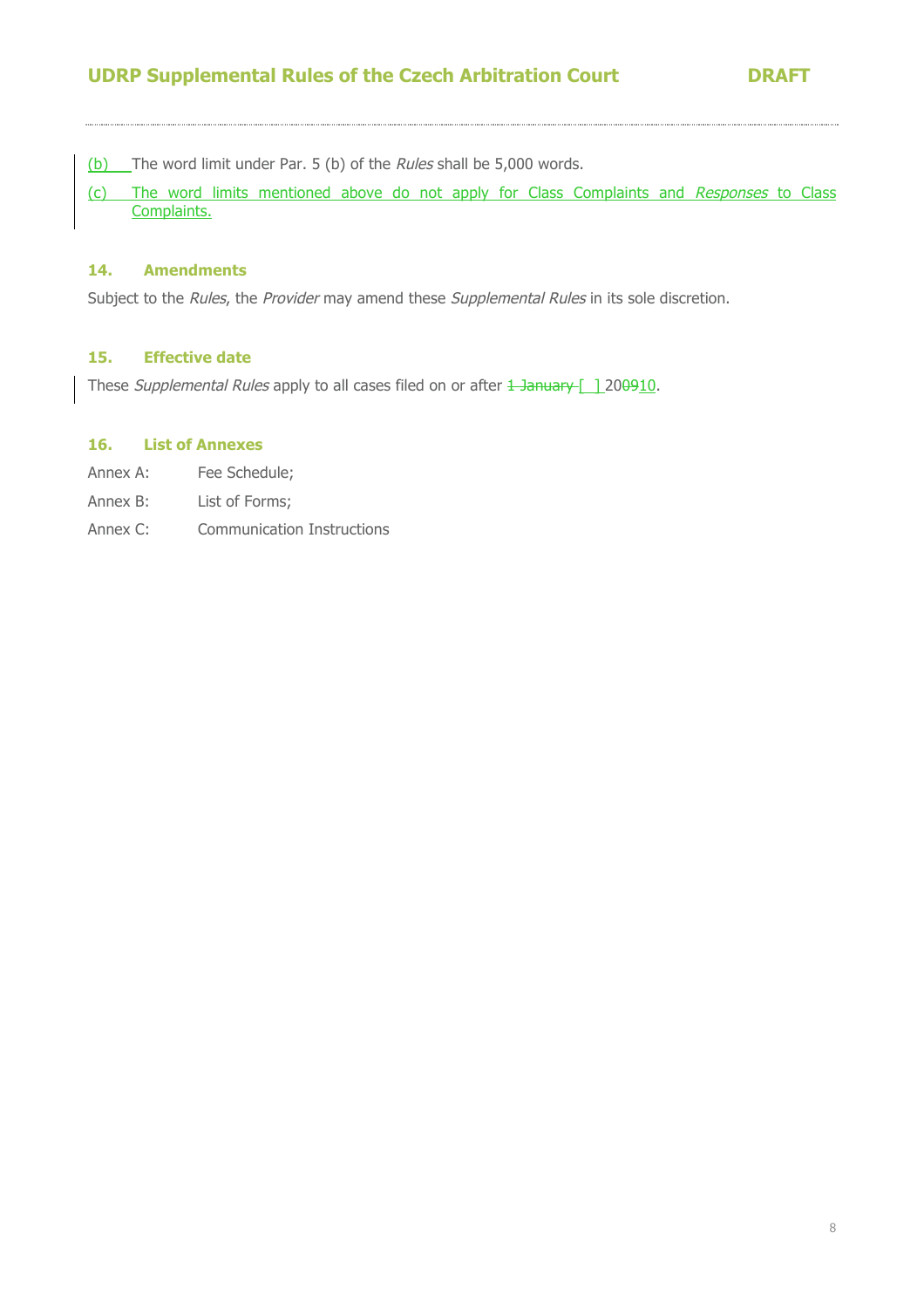(b) The word limit under Par. 5 (b) of the *Rules* shall be 5,000 words.

(c) The word limits mentioned above do not apply for Class Complaints and *Responses* to Class Complaints.

### 14. Amendments

Subject to the *Rules*, the *Provider* may amend these *Supplemental Rules* in its sole discretion.

### 15. Effective date

These *Supplemental Rules* apply to all cases filed on or after ~~1 January~~ [ ] 20~~09~~10.

### 16. List of Annexes

Annex A: Fee Schedule;

Annex B: List of Forms;

Annex C: Communication Instructions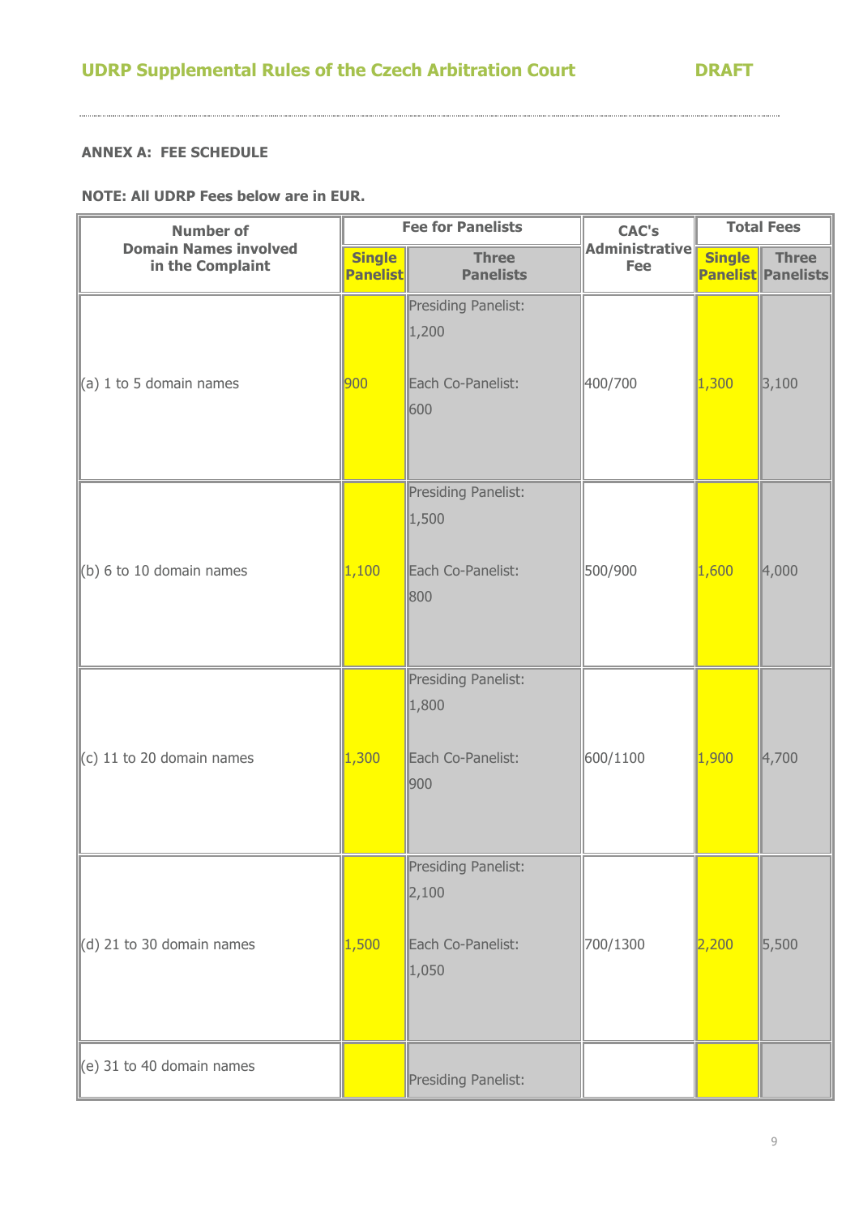**ANNEX A: FEE SCHEDULE**

**NOTE: All UDRP Fees below are in EUR.**

| Number of Domain Names involved in the Complaint | Fee for Panelists | | CAC's Administrative Fee | Total Fees | |
|---|---|---|---|---|---|
| | Single Panelist | Three Panelists | | Single Panelist | Three Panelists |
| (a) 1 to 5 domain names | 900 | Presiding Panelist: 1,200<br><br>Each Co-Panelist: 600 | 400/700 | 1,300 | 3,100 |
| (b) 6 to 10 domain names | 1,100 | Presiding Panelist: 1,500<br><br>Each Co-Panelist: 800 | 500/900 | 1,600 | 4,000 |
| (c) 11 to 20 domain names | 1,300 | Presiding Panelist: 1,800<br><br>Each Co-Panelist: 900 | 600/1100 | 1,900 | 4,700 |
| (d) 21 to 30 domain names | 1,500 | Presiding Panelist: 2,100<br><br>Each Co-Panelist: 1,050 | 700/1300 | 2,200 | 5,500 |
| (e) 31 to 40 domain names | | Presiding Panelist: | | | |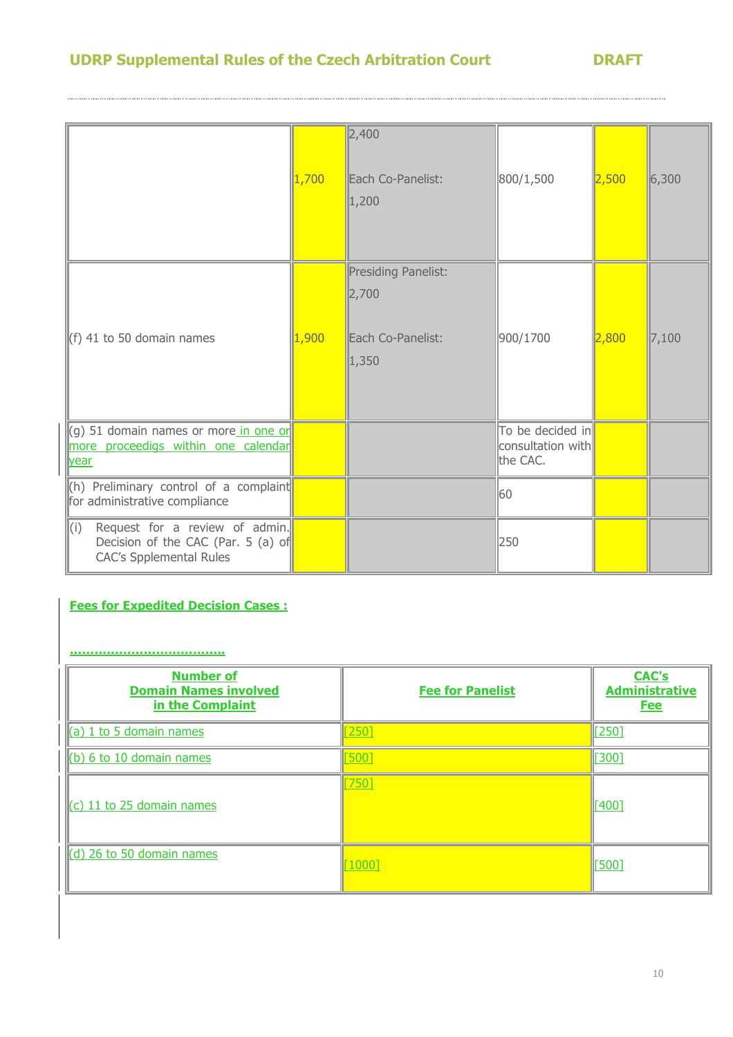| | | | | | |
|---|---|---|---|---|---|
| | 1,700 | 2,400<br><br>Each Co-Panelist:<br>1,200 | 800/1,500 | 2,500 | 6,300 |
| (f) 41 to 50 domain names | 1,900 | Presiding Panelist:<br>2,700<br><br>Each Co-Panelist:<br>1,350 | 900/1700 | 2,800 | 7,100 |
| (g) 51 domain names or more in one or more proceedigs within one calendar year | | | To be decided in consultation with the CAC. | | |
| (h) Preliminary control of a complaint for administrative compliance | | | 60 | | |
| (i) Request for a review of admin. Decision of the CAC (Par. 5 (a) of CAC's Spplemental Rules | | | 250 | | |

**Fees for Expedited Decision Cases :**

**....................................**

| Number of Domain Names involved in the Complaint | Fee for Panelist | CAC's Administrative Fee |
|---|---|---|
| (a) 1 to 5 domain names | [250] | [250] |
| (b) 6 to 10 domain names | [500] | [300] |
| (c) 11 to 25 domain names | [750] | [400] |
| (d) 26 to 50 domain names | [1000] | [500] |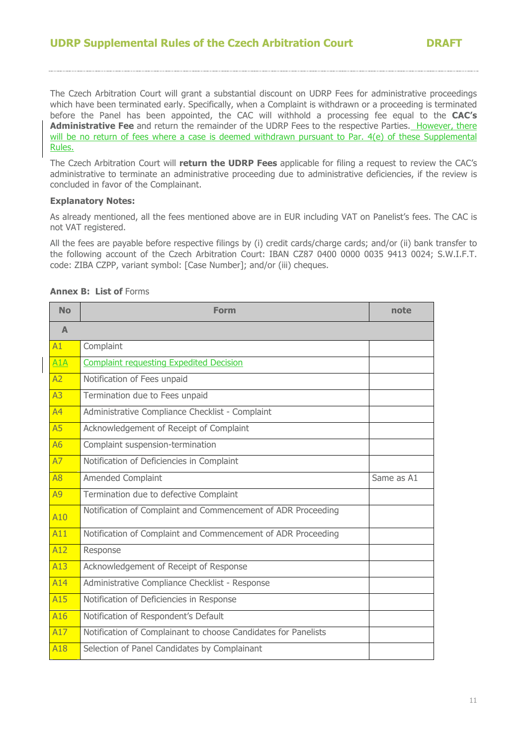The Czech Arbitration Court will grant a substantial discount on UDRP Fees for administrative proceedings which have been terminated early. Specifically, when a Complaint is withdrawn or a proceeding is terminated before the Panel has been appointed, the CAC will withhold a processing fee equal to the **CAC's Administrative Fee** and return the remainder of the UDRP Fees to the respective Parties. However, there will be no return of fees where a case is deemed withdrawn pursuant to Par. 4(e) of these Supplemental Rules.

The Czech Arbitration Court will **return the UDRP Fees** applicable for filing a request to review the CAC's administrative to terminate an administrative proceeding due to administrative deficiencies, if the review is concluded in favor of the Complainant.

**Explanatory Notes:**

As already mentioned, all the fees mentioned above are in EUR including VAT on Panelist's fees. The CAC is not VAT registered.

All the fees are payable before respective filings by (i) credit cards/charge cards; and/or (ii) bank transfer to the following account of the Czech Arbitration Court: IBAN CZ87 0400 0000 0035 9413 0024; S.W.I.F.T. code: ZIBA CZPP, variant symbol: [Case Number]; and/or (iii) cheques.

**Annex B: List of** Forms

| No | Form | note |
|---|---|---|
| **A** | | |
| A1 | Complaint | |
| A1A | Complaint requesting Expedited Decision | |
| A2 | Notification of Fees unpaid | |
| A3 | Termination due to Fees unpaid | |
| A4 | Administrative Compliance Checklist - Complaint | |
| A5 | Acknowledgement of Receipt of Complaint | |
| A6 | Complaint suspension-termination | |
| A7 | Notification of Deficiencies in Complaint | |
| A8 | Amended Complaint | Same as A1 |
| A9 | Termination due to defective Complaint | |
| A10 | Notification of Complaint and Commencement of ADR Proceeding | |
| A11 | Notification of Complaint and Commencement of ADR Proceeding | |
| A12 | Response | |
| A13 | Acknowledgement of Receipt of Response | |
| A14 | Administrative Compliance Checklist - Response | |
| A15 | Notification of Deficiencies in Response | |
| A16 | Notification of Respondent's Default | |
| A17 | Notification of Complainant to choose Candidates for Panelists | |
| A18 | Selection of Panel Candidates by Complainant | |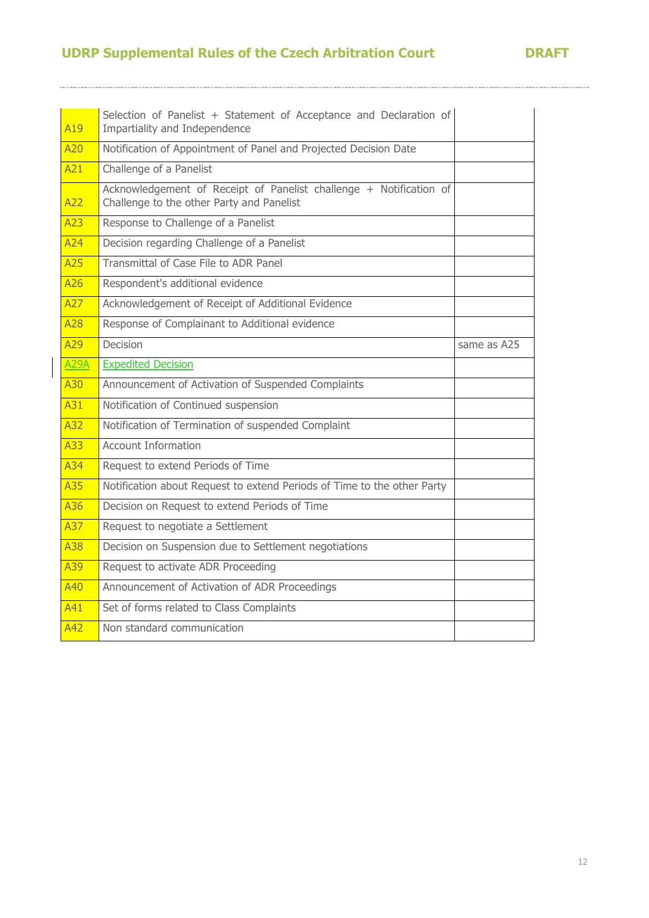| | | |
|---|---|---|
| A19 | Selection of Panelist + Statement of Acceptance and Declaration of Impartiality and Independence | |
| A20 | Notification of Appointment of Panel and Projected Decision Date | |
| A21 | Challenge of a Panelist | |
| A22 | Acknowledgement of Receipt of Panelist challenge + Notification of Challenge to the other Party and Panelist | |
| A23 | Response to Challenge of a Panelist | |
| A24 | Decision regarding Challenge of a Panelist | |
| A25 | Transmittal of Case File to ADR Panel | |
| A26 | Respondent's additional evidence | |
| A27 | Acknowledgement of Receipt of Additional Evidence | |
| A28 | Response of Complainant to Additional evidence | |
| A29 | Decision | same as A25 |
| A29A | Expedited Decision | |
| A30 | Announcement of Activation of Suspended Complaints | |
| A31 | Notification of Continued suspension | |
| A32 | Notification of Termination of suspended Complaint | |
| A33 | Account Information | |
| A34 | Request to extend Periods of Time | |
| A35 | Notification about Request to extend Periods of Time to the other Party | |
| A36 | Decision on Request to extend Periods of Time | |
| A37 | Request to negotiate a Settlement | |
| A38 | Decision on Suspension due to Settlement negotiations | |
| A39 | Request to activate ADR Proceeding | |
| A40 | Announcement of Activation of ADR Proceedings | |
| A41 | Set of forms related to Class Complaints | |
| A42 | Non standard communication | |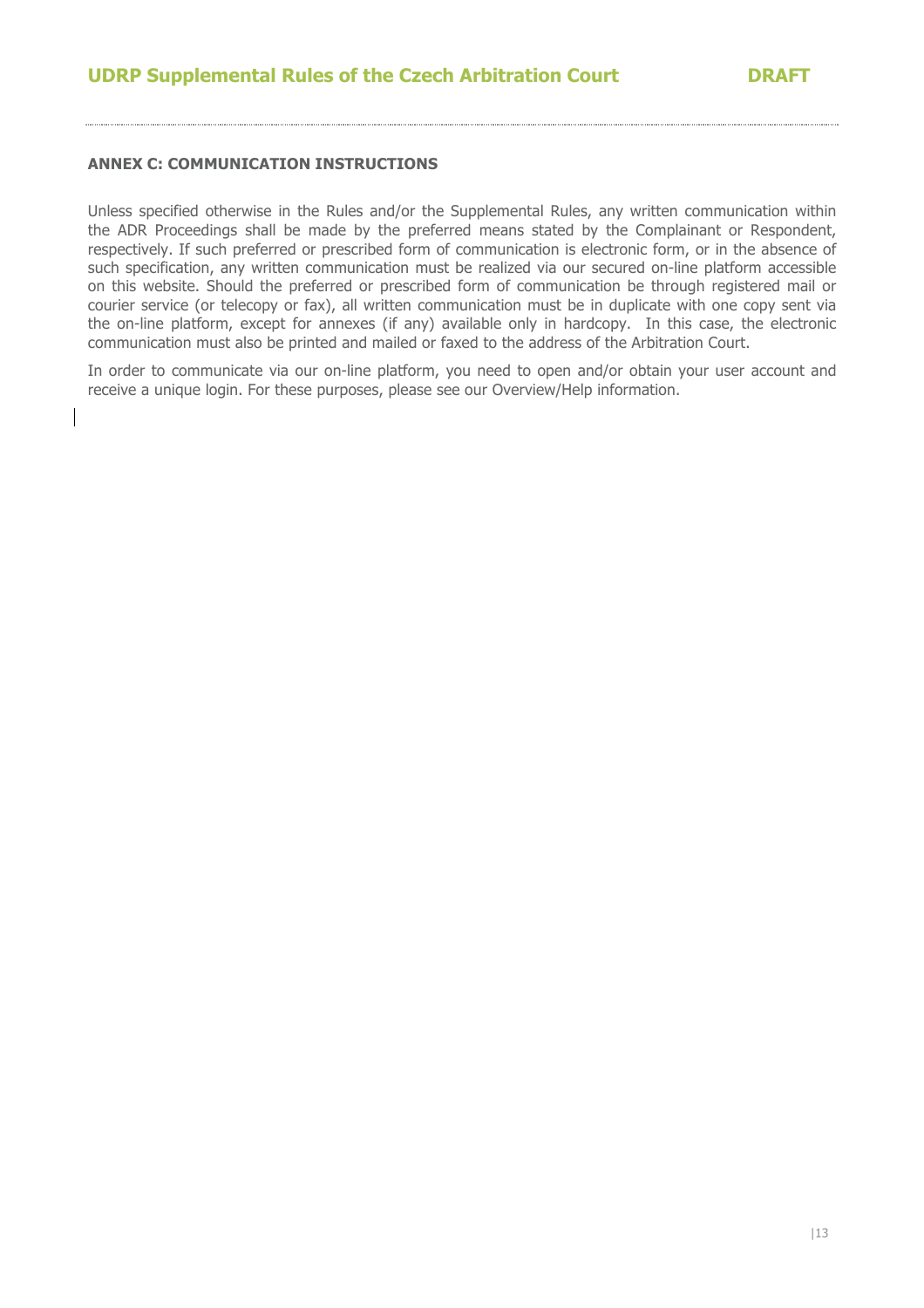**ANNEX C: COMMUNICATION INSTRUCTIONS**

Unless specified otherwise in the Rules and/or the Supplemental Rules, any written communication within the ADR Proceedings shall be made by the preferred means stated by the Complainant or Respondent, respectively. If such preferred or prescribed form of communication is electronic form, or in the absence of such specification, any written communication must be realized via our secured on-line platform accessible on this website. Should the preferred or prescribed form of communication be through registered mail or courier service (or telecopy or fax), all written communication must be in duplicate with one copy sent via the on-line platform, except for annexes (if any) available only in hardcopy. In this case, the electronic communication must also be printed and mailed or faxed to the address of the Arbitration Court.

In order to communicate via our on-line platform, you need to open and/or obtain your user account and receive a unique login. For these purposes, please see our Overview/Help information.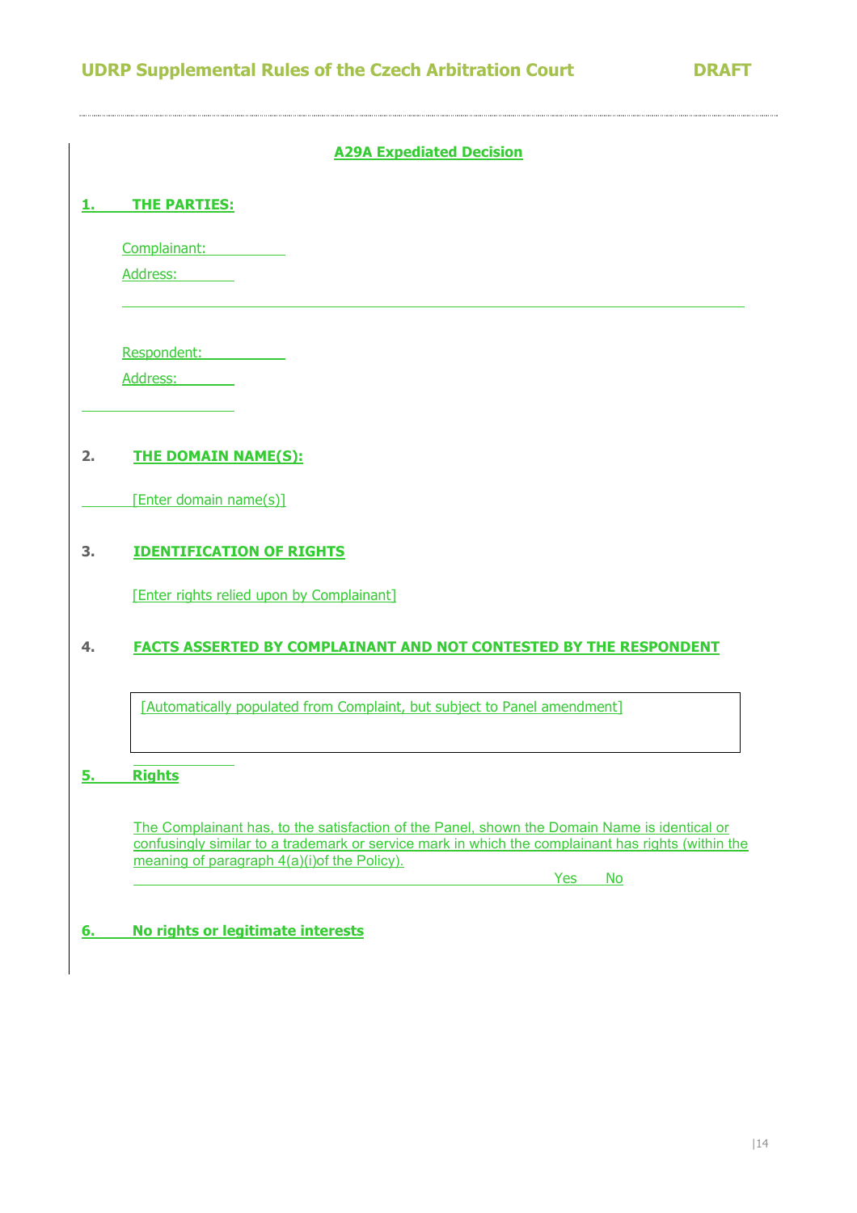## A29A Expedited Decision

### 1. THE PARTIES:

Complainant:

Address:

Respondent:

Address:

### 2. THE DOMAIN NAME(S):

[Enter domain name(s)]

### 3. IDENTIFICATION OF RIGHTS

[Enter rights relied upon by Complainant]

### 4. FACTS ASSERTED BY COMPLAINANT AND NOT CONTESTED BY THE RESPONDENT

| [Automatically populated from Complaint, but subject to Panel amendment] |
|---|

### 5. Rights

The Complainant has, to the satisfaction of the Panel, shown the Domain Name is identical or confusingly similar to a trademark or service mark in which the complainant has rights (within the meaning of paragraph 4(a)(i)of the Policy).

Yes No

### 6. No rights or legitimate interests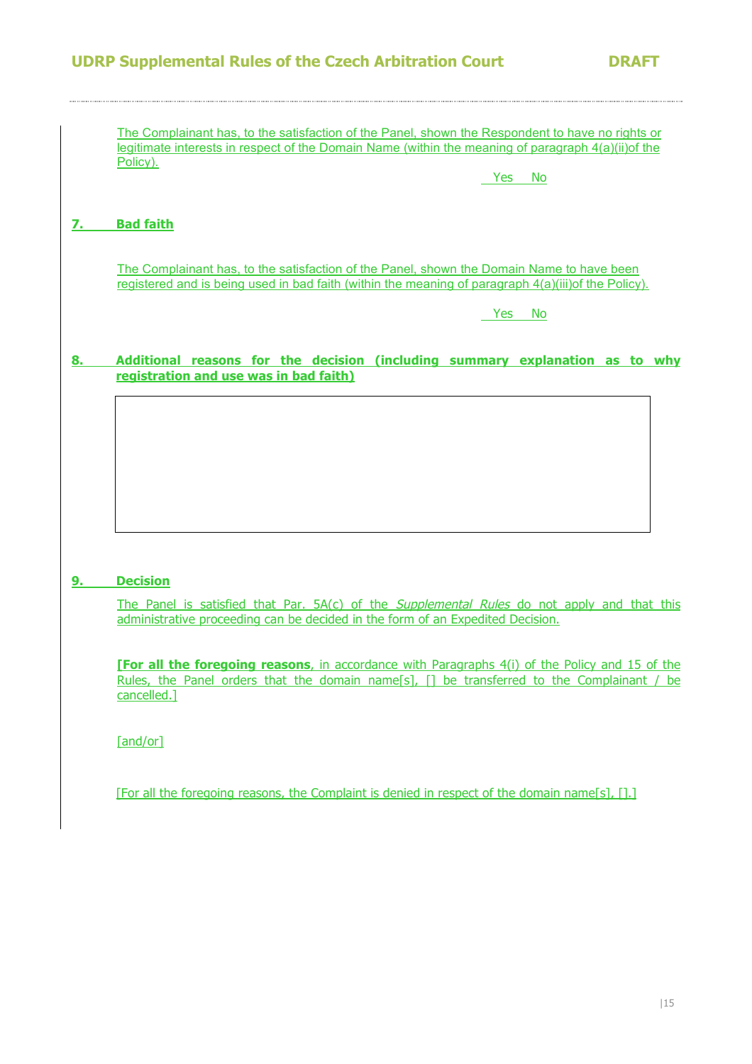The Complainant has, to the satisfaction of the Panel, shown the Respondent to have no rights or legitimate interests in respect of the Domain Name (within the meaning of paragraph 4(a)(ii)of the Policy).

Yes No

## 7. Bad faith

The Complainant has, to the satisfaction of the Panel, shown the Domain Name to have been registered and is being used in bad faith (within the meaning of paragraph 4(a)(iii)of the Policy).

Yes No

## 8. Additional reasons for the decision (including summary explanation as to why registration and use was in bad faith)

| |
|---|
| |

## 9. Decision

The Panel is satisfied that Par. 5A(c) of the *Supplemental Rules* do not apply and that this administrative proceeding can be decided in the form of an Expedited Decision.

[**For all the foregoing reasons**, in accordance with Paragraphs 4(i) of the Policy and 15 of the Rules, the Panel orders that the domain name[s], [] be transferred to the Complainant / be cancelled.]

[and/or]

[For all the foregoing reasons, the Complaint is denied in respect of the domain name[s], [].]